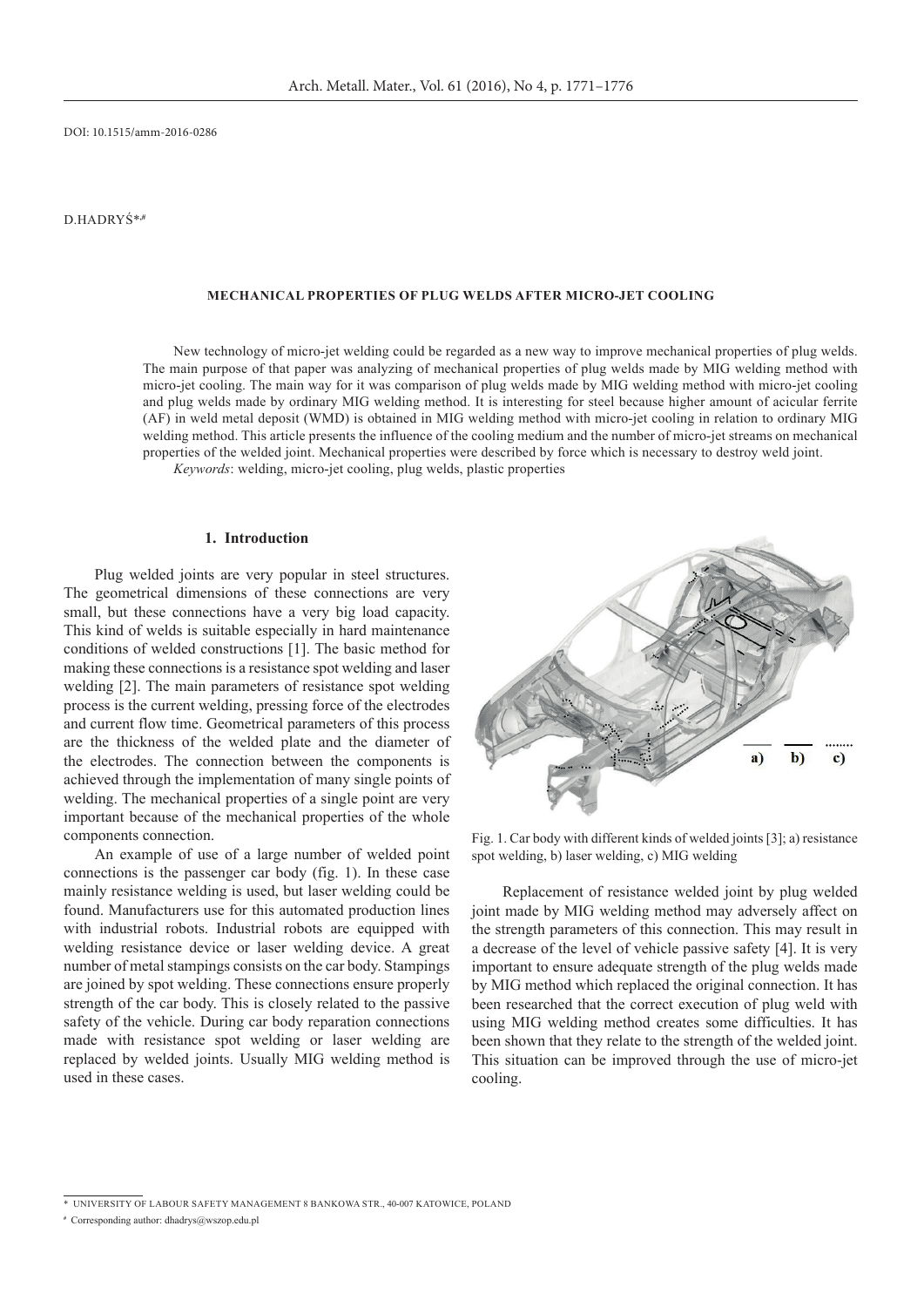DOI: 10.1515/amm-2016-0286

D.HADRYŚ*,#

# MECHANICAL PROPERTIES OF PLUG WELDS AFTER MICRO-JET COOLING

New technology of micro-jet welding could be regarded as a new way to improve mechanical properties of plug welds. The main purpose of that paper was analyzing of mechanical properties of plug welds made by MIG welding method with micro-jet cooling. The main way for it was comparison of plug welds made by MIG welding method with micro-jet cooling and plug welds made by ordinary MIG welding method. It is interesting for steel because higher amount of acicular ferrite (AF) in weld metal deposit (WMD) is obtained in MIG welding method with micro-jet cooling in relation to ordinary MIG welding method. This article presents the influence of the cooling medium and the number of micro-jet streams on mechanical properties of the welded joint. Mechanical properties were described by force which is necessary to destroy weld joint.

*Keywords*: welding, micro-jet cooling, plug welds, plastic properties

## 1. Introduction

Plug welded joints are very popular in steel structures. The geometrical dimensions of these connections are very small, but these connections have a very big load capacity. This kind of welds is suitable especially in hard maintenance conditions of welded constructions [1]. The basic method for making these connections is a resistance spot welding and laser welding [2]. The main parameters of resistance spot welding process is the current welding, pressing force of the electrodes and current flow time. Geometrical parameters of this process are the thickness of the welded plate and the diameter of the electrodes. The connection between the components is achieved through the implementation of many single points of welding. The mechanical properties of a single point are very important because of the mechanical properties of the whole components connection.

An example of use of a large number of welded point connections is the passenger car body (fig. 1). In these case mainly resistance welding is used, but laser welding could be found. Manufacturers use for this automated production lines with industrial robots. Industrial robots are equipped with welding resistance device or laser welding device. A great number of metal stampings consists on the car body. Stampings are joined by spot welding. These connections ensure properly strength of the car body. This is closely related to the passive safety of the vehicle. During car body reparation connections made with resistance spot welding or laser welding are replaced by welded joints. Usually MIG welding method is used in these cases.

Fig. 1. Car body with different kinds of welded joints [3]; a) resistance spot welding, b) laser welding, c) MIG welding

Replacement of resistance welded joint by plug welded joint made by MIG welding method may adversely affect on the strength parameters of this connection. This may result in a decrease of the level of vehicle passive safety [4]. It is very important to ensure adequate strength of the plug welds made by MIG method which replaced the original connection. It has been researched that the correct execution of plug weld with using MIG welding method creates some difficulties. It has been shown that they relate to the strength of the welded joint. This situation can be improved through the use of micro-jet cooling.

\* UNIVERSITY OF LABOUR SAFETY MANAGEMENT 8 BANKOWA STR., 40-007 KATOWICE, POLAND

\# Corresponding author: dhadrys@wszop.edu.pl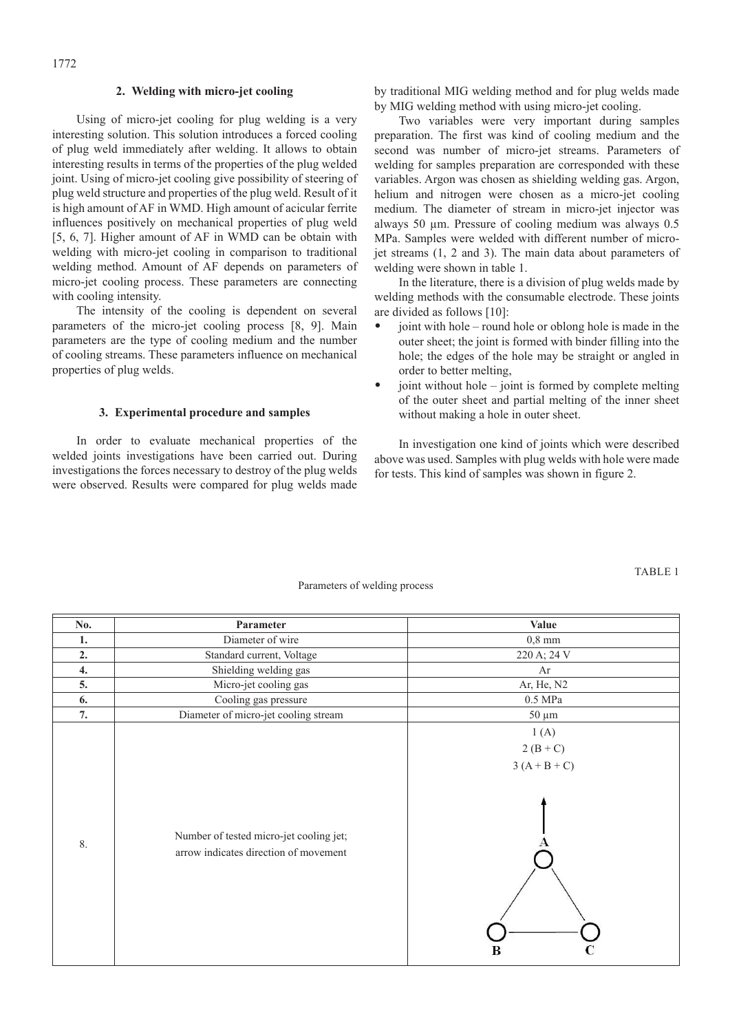## 2. Welding with micro-jet cooling

Using of micro-jet cooling for plug welding is a very interesting solution. This solution introduces a forced cooling of plug weld immediately after welding. It allows to obtain interesting results in terms of the properties of the plug welded joint. Using of micro-jet cooling give possibility of steering of plug weld structure and properties of the plug weld. Result of it is high amount of AF in WMD. High amount of acicular ferrite influences positively on mechanical properties of plug weld [5, 6, 7]. Higher amount of AF in WMD can be obtain with welding with micro-jet cooling in comparison to traditional welding method. Amount of AF depends on parameters of micro-jet cooling process. These parameters are connecting with cooling intensity.

The intensity of the cooling is dependent on several parameters of the micro-jet cooling process [8, 9]. Main parameters are the type of cooling medium and the number of cooling streams. These parameters influence on mechanical properties of plug welds.

## 3. Experimental procedure and samples

In order to evaluate mechanical properties of the welded joints investigations have been carried out. During investigations the forces necessary to destroy of the plug welds were observed. Results were compared for plug welds made by traditional MIG welding method and for plug welds made by MIG welding method with using micro-jet cooling.

Two variables were very important during samples preparation. The first was kind of cooling medium and the second was number of micro-jet streams. Parameters of welding for samples preparation are corresponded with these variables. Argon was chosen as shielding welding gas. Argon, helium and nitrogen were chosen as a micro-jet cooling medium. The diameter of stream in micro-jet injector was always 50 µm. Pressure of cooling medium was always 0.5 MPa. Samples were welded with different number of micro-jet streams (1, 2 and 3). The main data about parameters of welding were shown in table 1.

In the literature, there is a division of plug welds made by welding methods with the consumable electrode. These joints are divided as follows [10]:

- joint with hole – round hole or oblong hole is made in the outer sheet; the joint is formed with binder filling into the hole; the edges of the hole may be straight or angled in order to better melting,
- joint without hole – joint is formed by complete melting of the outer sheet and partial melting of the inner sheet without making a hole in outer sheet.

In investigation one kind of joints which were described above was used. Samples with plug welds with hole were made for tests. This kind of samples was shown in figure 2.

TABLE 1

Parameters of welding process

| No. | Parameter | Value |
|---|---|---|
| 1. | Diameter of wire | 0,8 mm |
| 2. | Standard current, Voltage | 220 A; 24 V |
| 4. | Shielding welding gas | Ar |
| 5. | Micro-jet cooling gas | Ar, He, $N_2$ |
| 6. | Cooling gas pressure | 0.5 MPa |
| 7. | Diameter of micro-jet cooling stream | 50 µm |
| 8. | Number of tested micro-jet cooling jet; arrow indicates direction of movement | 1 (A)<br>2 (B + C)<br>3 (A + B + C) |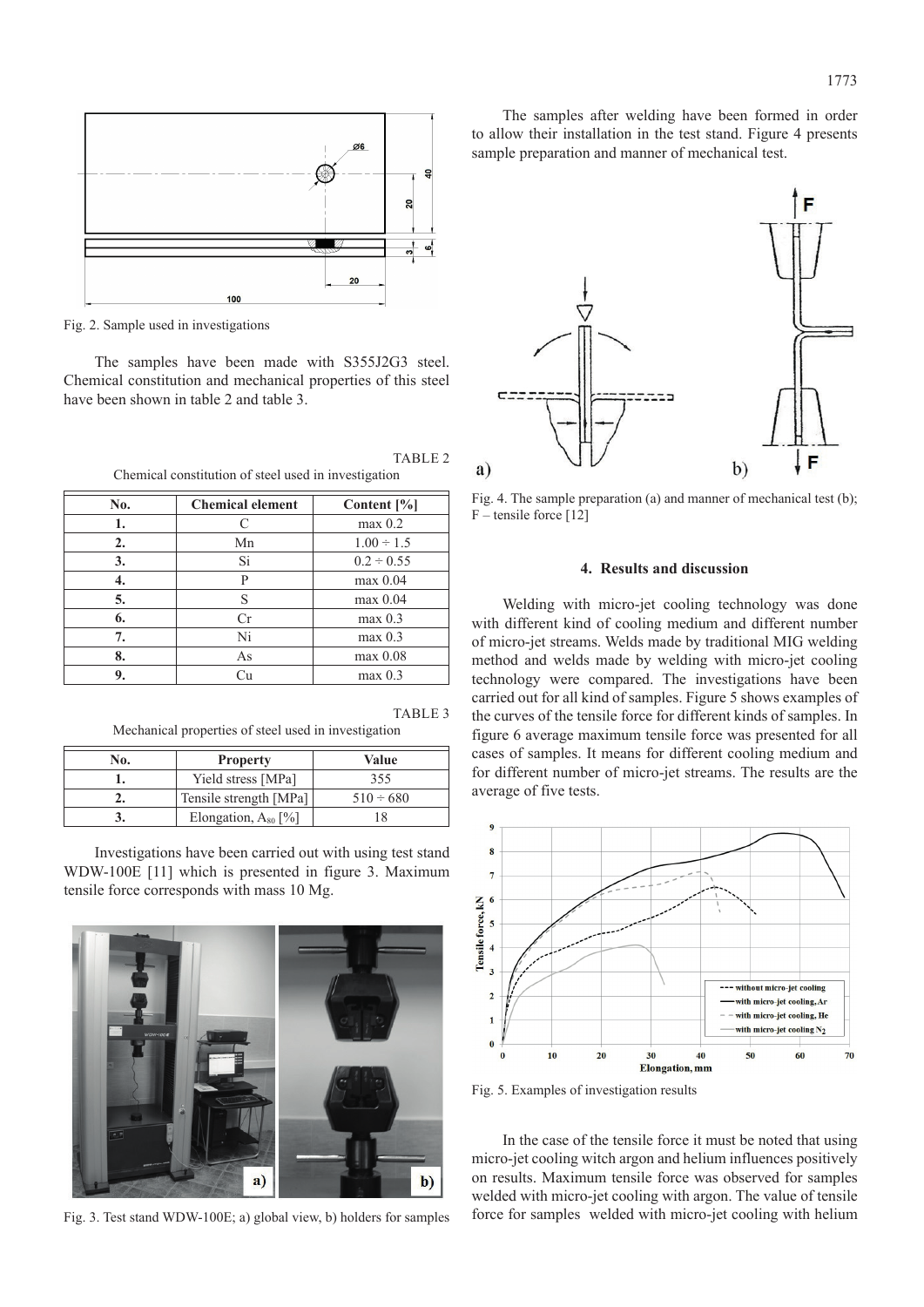Fig. 2. Sample used in investigations

The samples have been made with S355J2G3 steel. Chemical constitution and mechanical properties of this steel have been shown in table 2 and table 3.

TABLE 2

Chemical constitution of steel used in investigation

| No. | Chemical element | Content [%] |
|---|---|---|
| 1. | C | max 0.2 |
| 2. | Mn | 1.00 ÷ 1.5 |
| 3. | Si | 0.2 ÷ 0.55 |
| 4. | P | max 0.04 |
| 5. | S | max 0.04 |
| 6. | Cr | max 0.3 |
| 7. | Ni | max 0.3 |
| 8. | As | max 0.08 |
| 9. | Cu | max 0.3 |

TABLE 3

Mechanical properties of steel used in investigation

| No. | Property | Value |
|---|---|---|
| 1. | Yield stress [MPa] | 355 |
| 2. | Tensile strength [MPa] | 510 ÷ 680 |
| 3. | Elongation, $A_{80}$ [%] | 18 |

Investigations have been carried out with using test stand WDW-100E [11] which is presented in figure 3. Maximum tensile force corresponds with mass 10 Mg.

Fig. 3. Test stand WDW-100E; a) global view, b) holders for samples

The samples after welding have been formed in order to allow their installation in the test stand. Figure 4 presents sample preparation and manner of mechanical test.

Fig. 4. The sample preparation (a) and manner of mechanical test (b); F – tensile force [12]

## 4. Results and discussion

Welding with micro-jet cooling technology was done with different kind of cooling medium and different number of micro-jet streams. Welds made by traditional MIG welding method and welds made by welding with micro-jet cooling technology were compared. The investigations have been carried out for all kind of samples. Figure 5 shows examples of the curves of the tensile force for different kinds of samples. In figure 6 average maximum tensile force was presented for all cases of samples. It means for different cooling medium and for different number of micro-jet streams. The results are the average of five tests.

Fig. 5. Examples of investigation results

In the case of the tensile force it must be noted that using micro-jet cooling witch argon and helium influences positively on results. Maximum tensile force was observed for samples welded with micro-jet cooling with argon. The value of tensile force for samples welded with micro-jet cooling with helium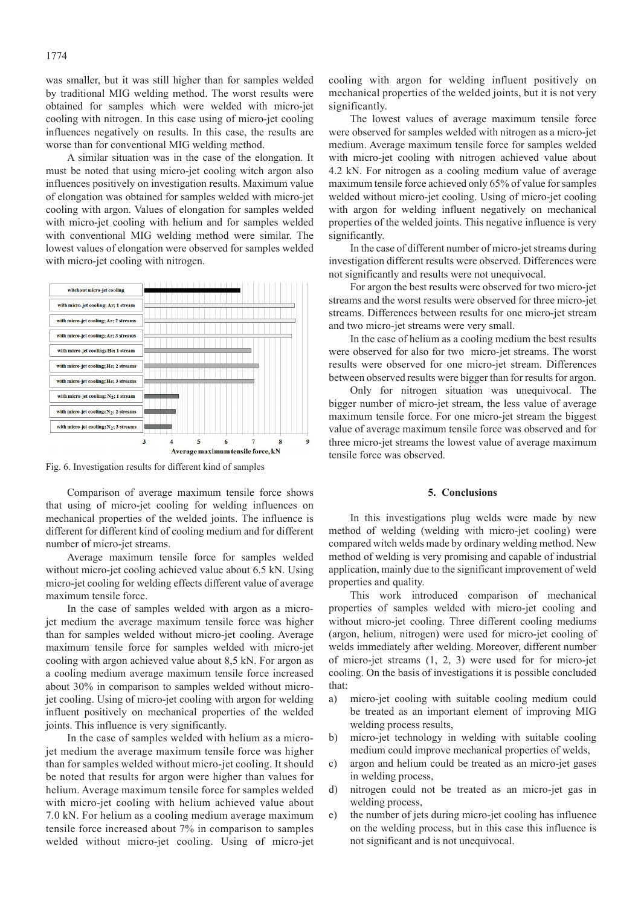was smaller, but it was still higher than for samples welded by traditional MIG welding method. The worst results were obtained for samples which were welded with micro-jet cooling with nitrogen. In this case using of micro-jet cooling influences negatively on results. In this case, the results are worse than for conventional MIG welding method.

A similar situation was in the case of the elongation. It must be noted that using micro-jet cooling witch argon also influences positively on investigation results. Maximum value of elongation was obtained for samples welded with micro-jet cooling with argon. Values of elongation for samples welded with micro-jet cooling with helium and for samples welded with conventional MIG welding method were similar. The lowest values of elongation were observed for samples welded with micro-jet cooling with nitrogen.

witchout micro-jet cooling
with micro-jet cooling; Ar; 1 stream
with micro-jet cooling; Ar; 2 streams
with micro-jet cooling; Ar; 3 streams
with micro-jet cooling; He; 1 stream
with micro-jet cooling; He; 2 streams
with micro-jet cooling; He; 3 streams
with micro-jet cooling; $N_2$; 1 stream
with micro-jet cooling; $N_2$; 2 streams
with micro-jet cooling; $N_2$; 3 streams
3 4 5 6 7 8 9
Average maximum tensile force, kN

Fig. 6. Investigation results for different kind of samples

Comparison of average maximum tensile force shows that using of micro-jet cooling for welding influences on mechanical properties of the welded joints. The influence is different for different kind of cooling medium and for different number of micro-jet streams.

Average maximum tensile force for samples welded without micro-jet cooling achieved value about 6.5 kN. Using micro-jet cooling for welding effects different value of average maximum tensile force.

In the case of samples welded with argon as a micro-jet medium the average maximum tensile force was higher than for samples welded without micro-jet cooling. Average maximum tensile force for samples welded with micro-jet cooling with argon achieved value about 8,5 kN. For argon as a cooling medium average maximum tensile force increased about 30% in comparison to samples welded without micro-jet cooling. Using of micro-jet cooling with argon for welding influent positively on mechanical properties of the welded joints. This influence is very significantly.

In the case of samples welded with helium as a micro-jet medium the average maximum tensile force was higher than for samples welded without micro-jet cooling. It should be noted that results for argon were higher than values for helium. Average maximum tensile force for samples welded with micro-jet cooling with helium achieved value about 7.0 kN. For helium as a cooling medium average maximum tensile force increased about 7% in comparison to samples welded without micro-jet cooling. Using of micro-jet cooling with argon for welding influent positively on mechanical properties of the welded joints, but it is not very significantly.

The lowest values of average maximum tensile force were observed for samples welded with nitrogen as a micro-jet medium. Average maximum tensile force for samples welded with micro-jet cooling with nitrogen achieved value about 4.2 kN. For nitrogen as a cooling medium value of average maximum tensile force achieved only 65% of value for samples welded without micro-jet cooling. Using of micro-jet cooling with argon for welding influent negatively on mechanical properties of the welded joints. This negative influence is very significantly.

In the case of different number of micro-jet streams during investigation different results were observed. Differences were not significantly and results were not unequivocal.

For argon the best results were observed for two micro-jet streams and the worst results were observed for three micro-jet streams. Differences between results for one micro-jet stream and two micro-jet streams were very small.

In the case of helium as a cooling medium the best results were observed for also for two micro-jet streams. The worst results were observed for one micro-jet stream. Differences between observed results were bigger than for results for argon.

Only for nitrogen situation was unequivocal. The bigger number of micro-jet stream, the less value of average maximum tensile force. For one micro-jet stream the biggest value of average maximum tensile force was observed and for three micro-jet streams the lowest value of average maximum tensile force was observed.

## 5. Conclusions

In this investigations plug welds were made by new method of welding (welding with micro-jet cooling) were compared witch welds made by ordinary welding method. New method of welding is very promising and capable of industrial application, mainly due to the significant improvement of weld properties and quality.

This work introduced comparison of mechanical properties of samples welded with micro-jet cooling and without micro-jet cooling. Three different cooling mediums (argon, helium, nitrogen) were used for micro-jet cooling of welds immediately after welding. Moreover, different number of micro-jet streams (1, 2, 3) were used for for micro-jet cooling. On the basis of investigations it is possible concluded that:

a) micro-jet cooling with suitable cooling medium could be treated as an important element of improving MIG welding process results,
b) micro-jet technology in welding with suitable cooling medium could improve mechanical properties of welds,
c) argon and helium could be treated as an micro-jet gases in welding process,
d) nitrogen could not be treated as an micro-jet gas in welding process,
e) the number of jets during micro-jet cooling has influence on the welding process, but in this case this influence is not significant and is not unequivocal.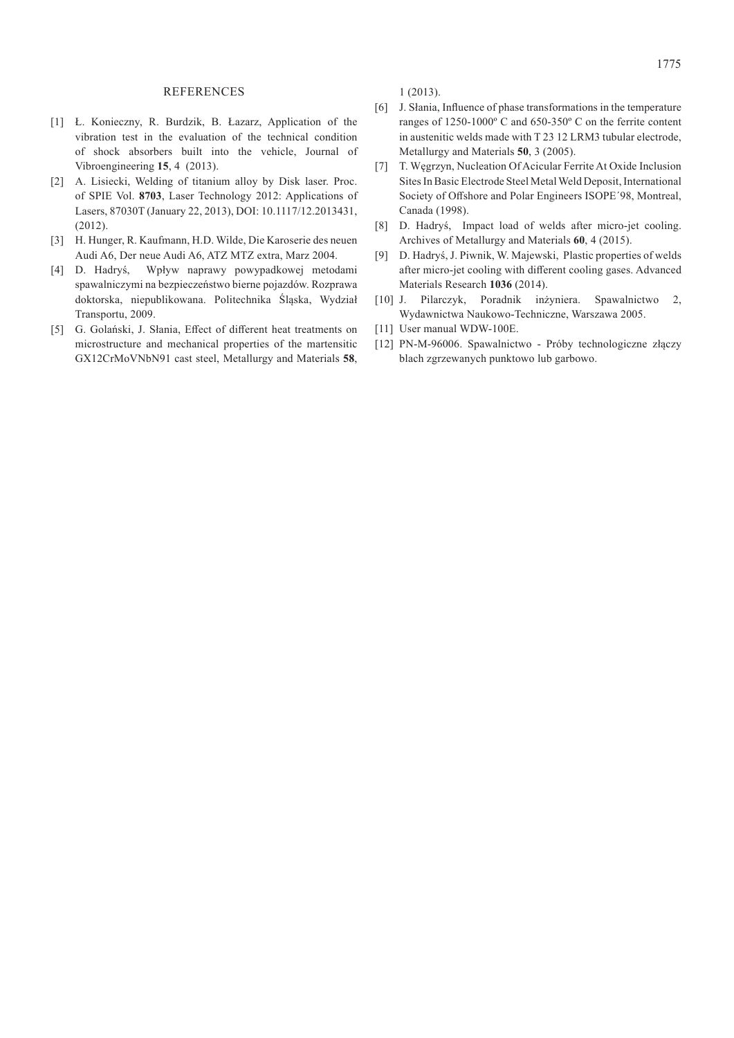## REFERENCES

[1] Ł. Konieczny, R. Burdzik, B. Łazarz, Application of the vibration test in the evaluation of the technical condition of shock absorbers built into the vehicle, Journal of Vibroengineering **15**, 4 (2013).

[2] A. Lisiecki, Welding of titanium alloy by Disk laser. Proc. of SPIE Vol. **8703**, Laser Technology 2012: Applications of Lasers, 87030T (January 22, 2013), DOI: 10.1117/12.2013431, (2012).

[3] H. Hunger, R. Kaufmann, H.D. Wilde, Die Karoserie des neuen Audi A6, Der neue Audi A6, ATZ MTZ extra, Marz 2004.

[4] D. Hadryś, Wpływ naprawy powypadkowej metodami spawalniczymi na bezpieczeństwo bierne pojazdów. Rozprawa doktorska, niepublikowana. Politechnika Śląska, Wydział Transportu, 2009.

[5] G. Golański, J. Słania, Effect of different heat treatments on microstructure and mechanical properties of the martensitic GX12CrMoVNbN91 cast steel, Metallurgy and Materials **58**, 1 (2013).

[6] J. Słania, Influence of phase transformations in the temperature ranges of 1250-1000º C and 650-350º C on the ferrite content in austenitic welds made with T 23 12 LRM3 tubular electrode, Metallurgy and Materials **50**, 3 (2005).

[7] T. Węgrzyn, Nucleation Of Acicular Ferrite At Oxide Inclusion Sites In Basic Electrode Steel Metal Weld Deposit, International Society of Offshore and Polar Engineers ISOPE´98, Montreal, Canada (1998).

[8] D. Hadryś, Impact load of welds after micro-jet cooling. Archives of Metallurgy and Materials **60**, 4 (2015).

[9] D. Hadryś, J. Piwnik, W. Majewski, Plastic properties of welds after micro-jet cooling with different cooling gases. Advanced Materials Research **1036** (2014).

[10] J. Pilarczyk, Poradnik inżyniera. Spawalnictwo 2, Wydawnictwa Naukowo-Techniczne, Warszawa 2005.

[11] User manual WDW-100E.

[12] PN-M-96006. Spawalnictwo - Próby technologiczne złączy blach zgrzewanych punktowo lub garbowo.